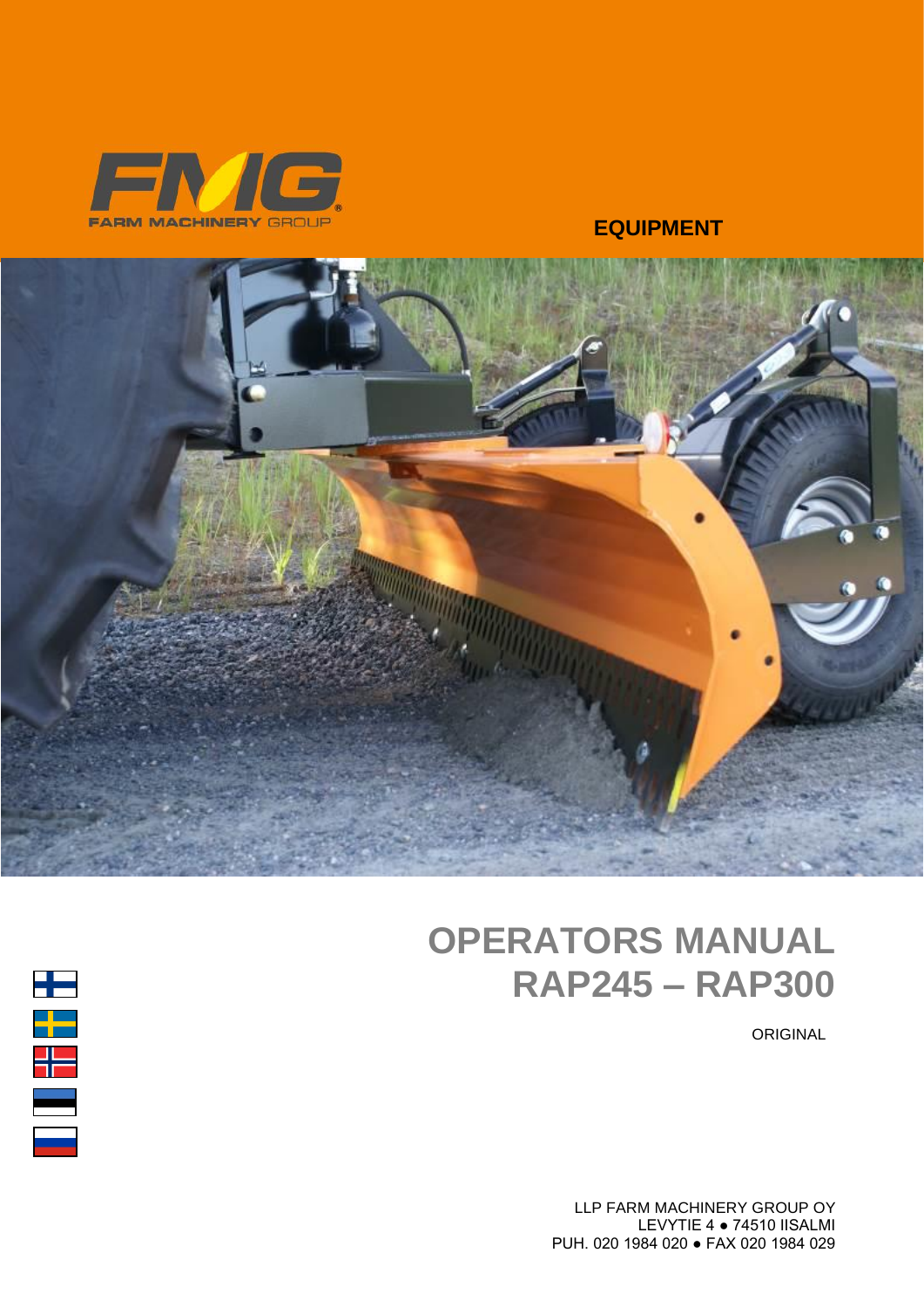FMG

FARM MACHINERY GROUP

**EQUIPMENT**

# OPERATORS MANUAL
# RAP245 – RAP300

ORIGINAL

LLP FARM MACHINERY GROUP OY
LEVYTIE 4 ● 74510 IISALMI
PUH. 020 1984 020 ● FAX 020 1984 029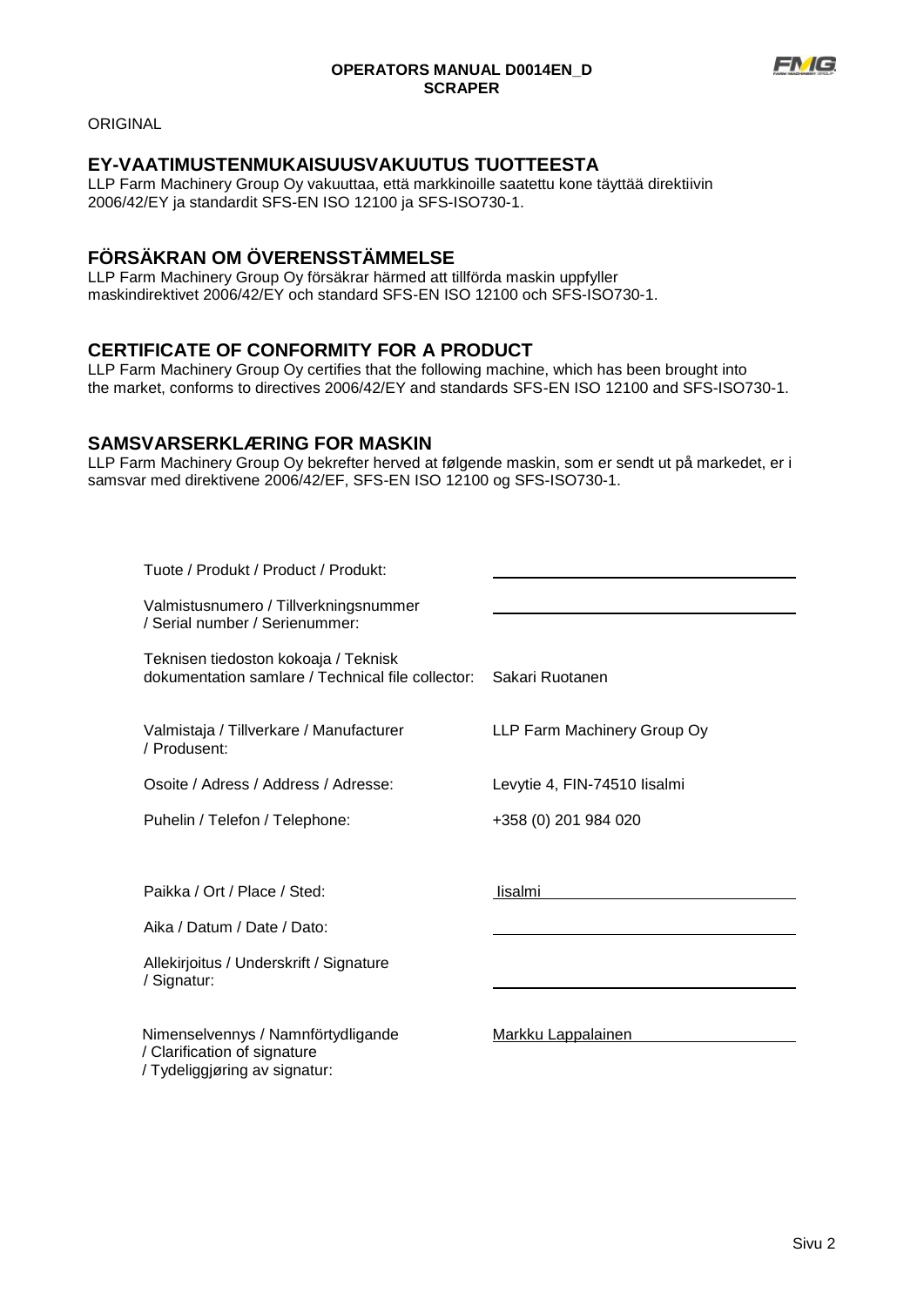ORIGINAL

## EY-VAATIMUSTENMUKAISUUSVAKUUTUS TUOTTEESTA

LLP Farm Machinery Group Oy vakuuttaa, että markkinoille saatettu kone täyttää direktiivin 2006/42/EY ja standardit SFS-EN ISO 12100 ja SFS-ISO730-1.

## FÖRSÄKRAN OM ÖVERENSSTÄMMELSE

LLP Farm Machinery Group Oy försäkrar härmed att tillförda maskin uppfyller maskindirektivet 2006/42/EY och standard SFS-EN ISO 12100 och SFS-ISO730-1.

## CERTIFICATE OF CONFORMITY FOR A PRODUCT

LLP Farm Machinery Group Oy certifies that the following machine, which has been brought into the market, conforms to directives 2006/42/EY and standards SFS-EN ISO 12100 and SFS-ISO730-1.

## SAMSVARSERKLÆRING FOR MASKIN

LLP Farm Machinery Group Oy bekrefter herved at følgende maskin, som er sendt ut på markedet, er i samsvar med direktivene 2006/42/EF, SFS-EN ISO 12100 og SFS-ISO730-1.

| | |
|---|---|
| Tuote / Produkt / Product / Produkt: | ______________________ |
| Valmistusnumero / Tillverkningsnummer / Serial number / Serienummer: | ______________________ |
| Teknisen tiedoston kokoaja / Teknisk dokumentation samlare / Technical file collector: | Sakari Ruotanen |
| Valmistaja / Tillverkare / Manufacturer / Produsent: | LLP Farm Machinery Group Oy |
| Osoite / Adress / Address / Adresse: | Levytie 4, FIN-74510 Iisalmi |
| Puhelin / Telefon / Telephone: | +358 (0) 201 984 020 |
| Paikka / Ort / Place / Sted: | Iisalmi |
| Aika / Datum / Date / Dato: | ______________________ |
| Allekirjoitus / Underskrift / Signature / Signatur: | ______________________ |
| Nimenselvennys / Namnförtydligande / Clarification of signature / Tydeliggjøring av signatur: | Markku Lappalainen |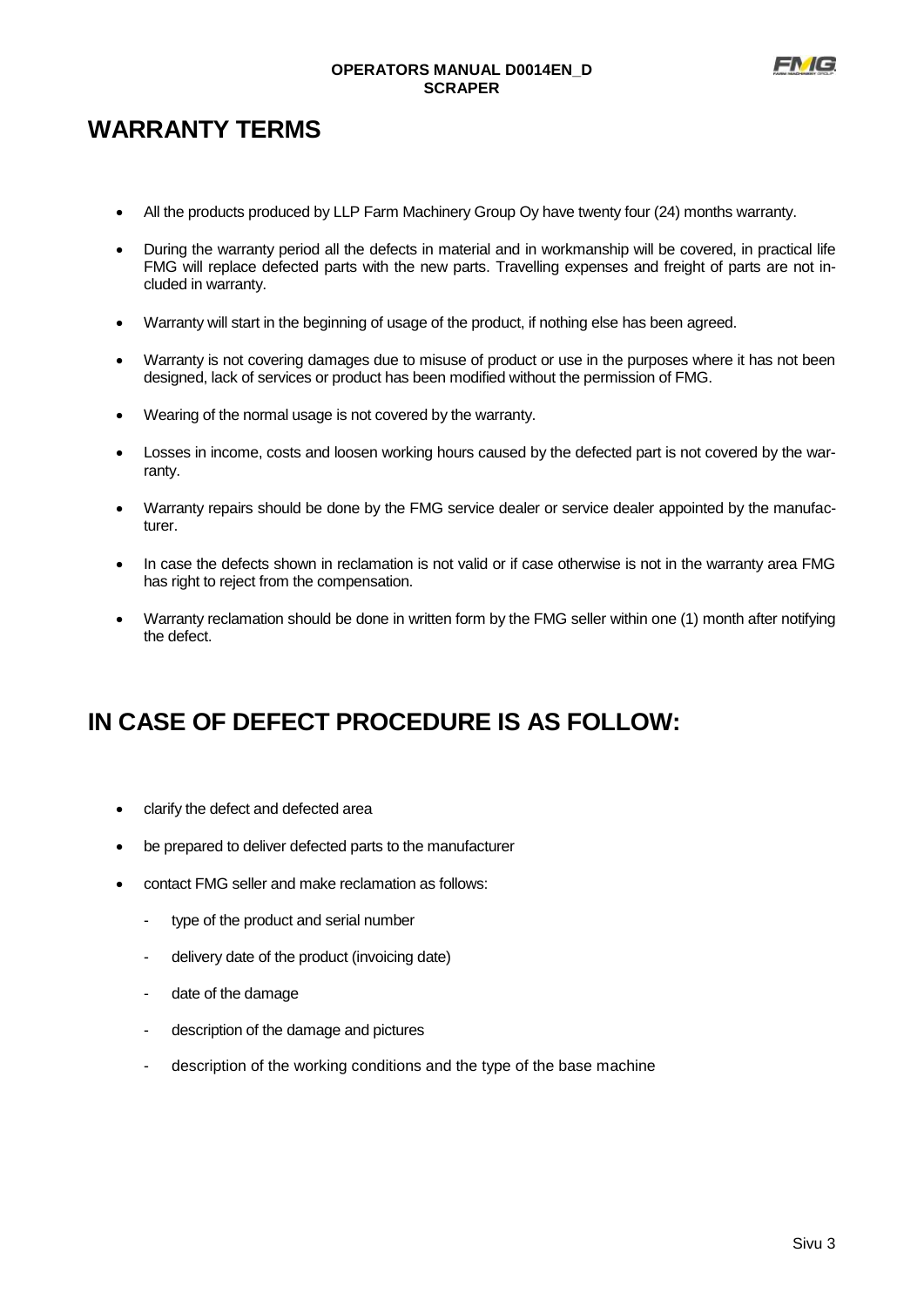# WARRANTY TERMS

- All the products produced by LLP Farm Machinery Group Oy have twenty four (24) months warranty.
- During the warranty period all the defects in material and in workmanship will be covered, in practical life FMG will replace defected parts with the new parts. Travelling expenses and freight of parts are not included in warranty.
- Warranty will start in the beginning of usage of the product, if nothing else has been agreed.
- Warranty is not covering damages due to misuse of product or use in the purposes where it has not been designed, lack of services or product has been modified without the permission of FMG.
- Wearing of the normal usage is not covered by the warranty.
- Losses in income, costs and loosen working hours caused by the defected part is not covered by the warranty.
- Warranty repairs should be done by the FMG service dealer or service dealer appointed by the manufacturer.
- In case the defects shown in reclamation is not valid or if case otherwise is not in the warranty area FMG has right to reject from the compensation.
- Warranty reclamation should be done in written form by the FMG seller within one (1) month after notifying the defect.

# IN CASE OF DEFECT PROCEDURE IS AS FOLLOW:

- clarify the defect and defected area
- be prepared to deliver defected parts to the manufacturer
- contact FMG seller and make reclamation as follows:
  - type of the product and serial number
  - delivery date of the product (invoicing date)
  - date of the damage
  - description of the damage and pictures
  - description of the working conditions and the type of the base machine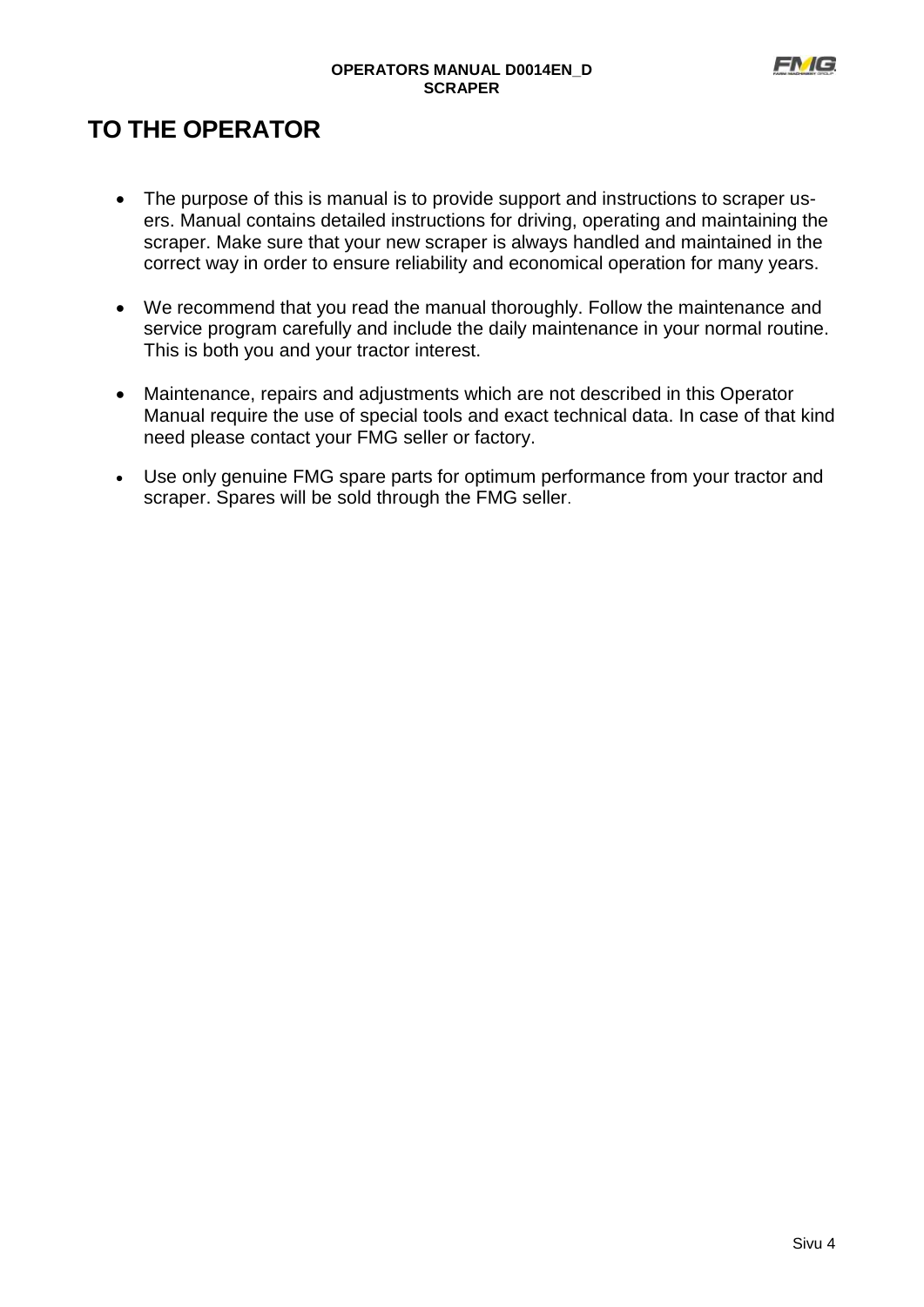# TO THE OPERATOR

- The purpose of this is manual is to provide support and instructions to scraper users. Manual contains detailed instructions for driving, operating and maintaining the scraper. Make sure that your new scraper is always handled and maintained in the correct way in order to ensure reliability and economical operation for many years.

- We recommend that you read the manual thoroughly. Follow the maintenance and service program carefully and include the daily maintenance in your normal routine. This is both you and your tractor interest.

- Maintenance, repairs and adjustments which are not described in this Operator Manual require the use of special tools and exact technical data. In case of that kind need please contact your FMG seller or factory.

- Use only genuine FMG spare parts for optimum performance from your tractor and scraper. Spares will be sold through the FMG seller.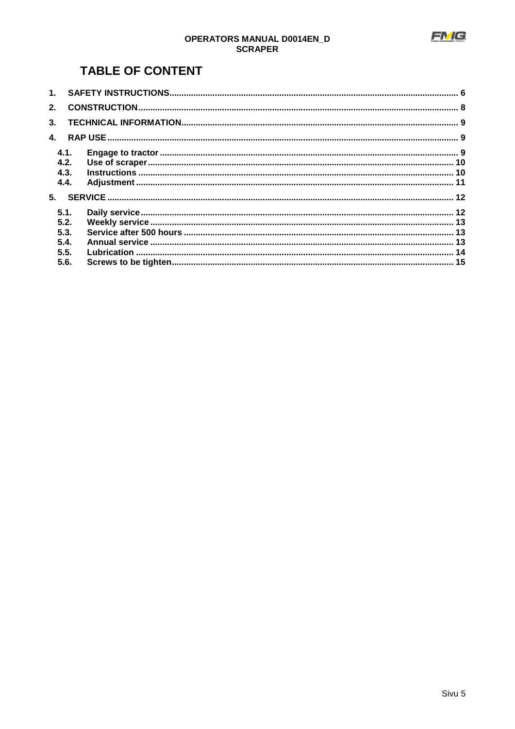# TABLE OF CONTENT

1. SAFETY INSTRUCTIONS ........ 6
2. CONSTRUCTION ........ 8
3. TECHNICAL INFORMATION ........ 9
4. RAP USE ........ 9
   - 4.1. Engage to tractor ........ 9
   - 4.2. Use of scraper ........ 10
   - 4.3. Instructions ........ 10
   - 4.4. Adjustment ........ 11
5. SERVICE ........ 12
   - 5.1. Daily service ........ 12
   - 5.2. Weekly service ........ 13
   - 5.3. Service after 500 hours ........ 13
   - 5.4. Annual service ........ 13
   - 5.5. Lubrication ........ 14
   - 5.6. Screws to be tighten ........ 15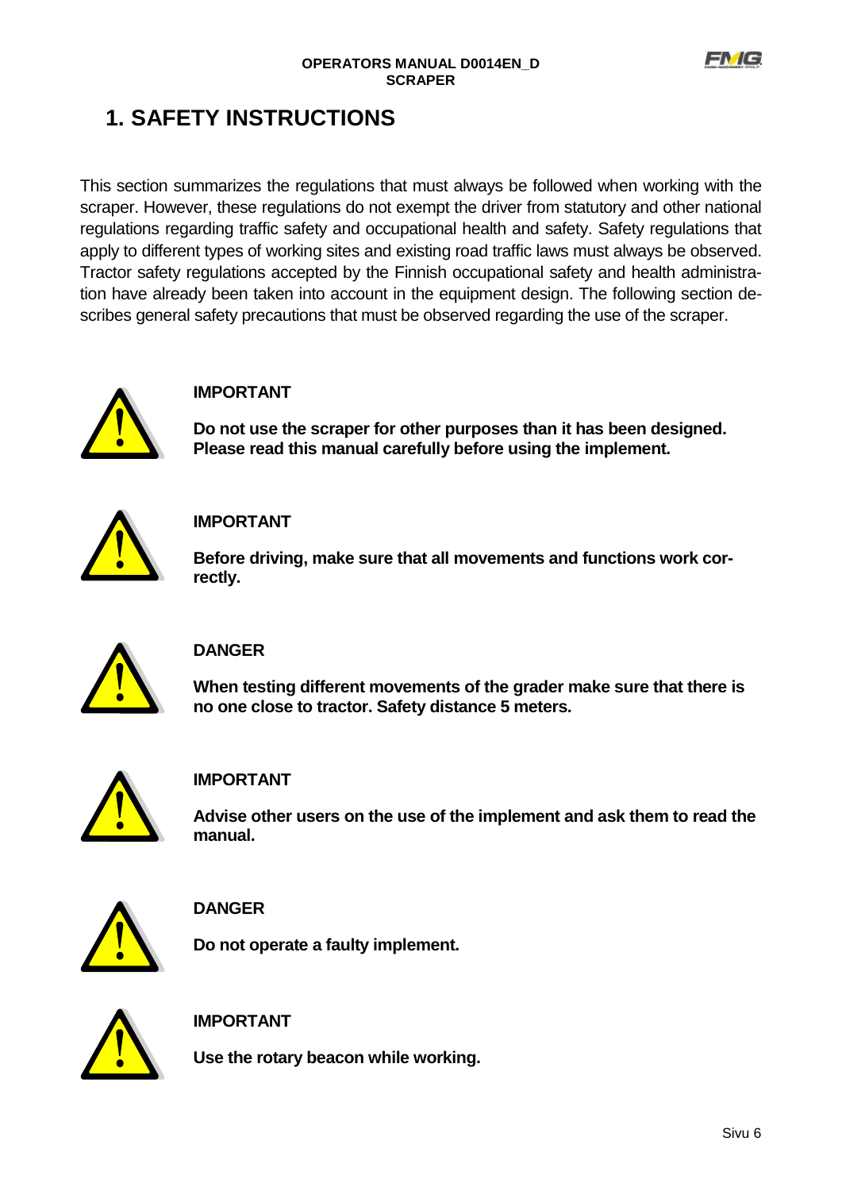# 1. SAFETY INSTRUCTIONS

This section summarizes the regulations that must always be followed when working with the scraper. However, these regulations do not exempt the driver from statutory and other national regulations regarding traffic safety and occupational health and safety. Safety regulations that apply to different types of working sites and existing road traffic laws must always be observed. Tractor safety regulations accepted by the Finnish occupational safety and health administration have already been taken into account in the equipment design. The following section describes general safety precautions that must be observed regarding the use of the scraper.

**IMPORTANT**

**Do not use the scraper for other purposes than it has been designed. Please read this manual carefully before using the implement.**

**IMPORTANT**

**Before driving, make sure that all movements and functions work correctly.**

**DANGER**

**When testing different movements of the grader make sure that there is no one close to tractor. Safety distance 5 meters.**

**IMPORTANT**

**Advise other users on the use of the implement and ask them to read the manual.**

**DANGER**

**Do not operate a faulty implement.**

**IMPORTANT**

**Use the rotary beacon while working.**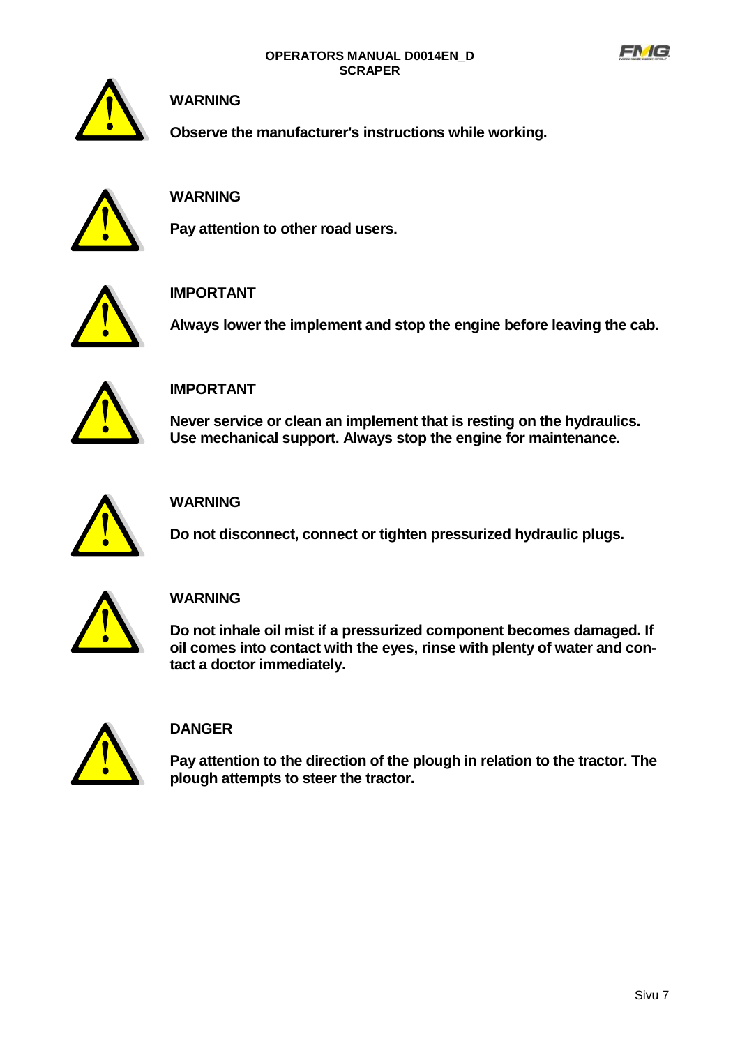**WARNING**

**Observe the manufacturer's instructions while working.**

**WARNING**

**Pay attention to other road users.**

**IMPORTANT**

**Always lower the implement and stop the engine before leaving the cab.**

**IMPORTANT**

**Never service or clean an implement that is resting on the hydraulics. Use mechanical support. Always stop the engine for maintenance.**

**WARNING**

**Do not disconnect, connect or tighten pressurized hydraulic plugs.**

**WARNING**

**Do not inhale oil mist if a pressurized component becomes damaged. If oil comes into contact with the eyes, rinse with plenty of water and contact a doctor immediately.**

**DANGER**

**Pay attention to the direction of the plough in relation to the tractor. The plough attempts to steer the tractor.**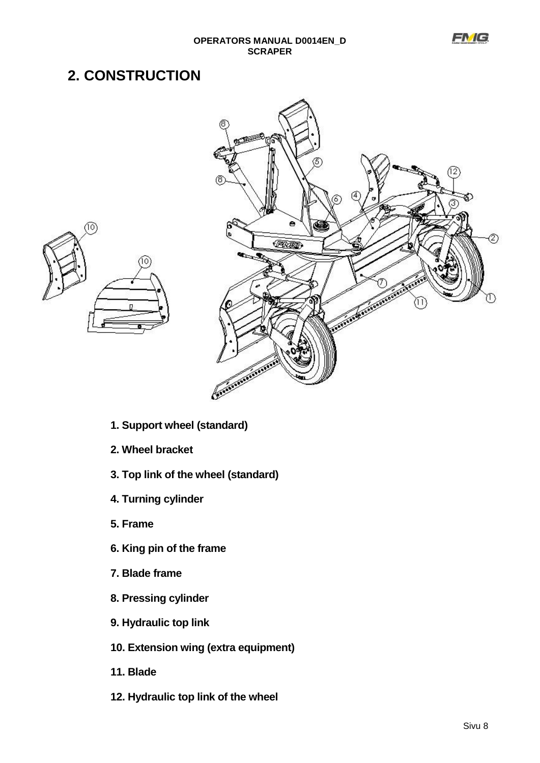# 2. CONSTRUCTION

**1. Support wheel (standard)**

**2. Wheel bracket**

**3. Top link of the wheel (standard)**

**4. Turning cylinder**

**5. Frame**

**6. King pin of the frame**

**7. Blade frame**

**8. Pressing cylinder**

**9. Hydraulic top link**

**10. Extension wing (extra equipment)**

**11. Blade**

**12. Hydraulic top link of the wheel**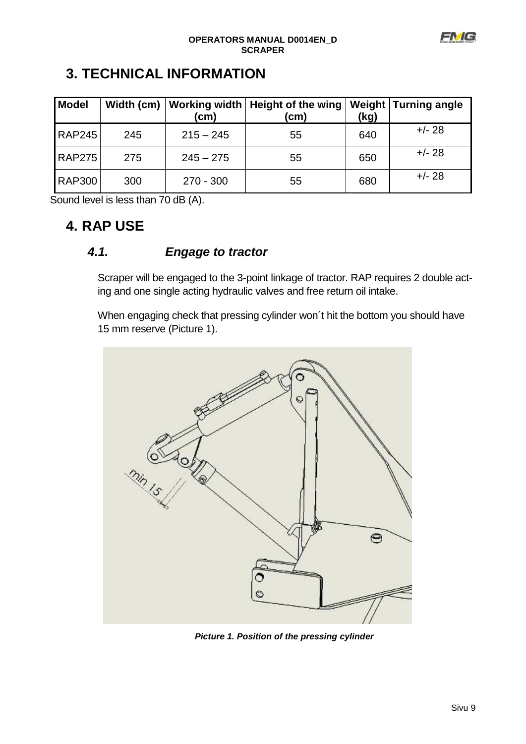# 3. TECHNICAL INFORMATION

| Model | Width (cm) | Working width (cm) | Height of the wing (cm) | Weight (kg) | Turning angle |
|---|---|---|---|---|---|
| RAP245 | 245 | 215 – 245 | 55 | 640 | +/- 28 |
| RAP275 | 275 | 245 – 275 | 55 | 650 | +/- 28 |
| RAP300 | 300 | 270 - 300 | 55 | 680 | +/- 28 |

Sound level is less than 70 dB (A).

# 4. RAP USE

## *4.1. Engage to tractor*

Scraper will be engaged to the 3-point linkage of tractor. RAP requires 2 double acting and one single acting hydraulic valves and free return oil intake.

When engaging check that pressing cylinder won´t hit the bottom you should have 15 mm reserve (Picture 1).

***Picture 1. Position of the pressing cylinder***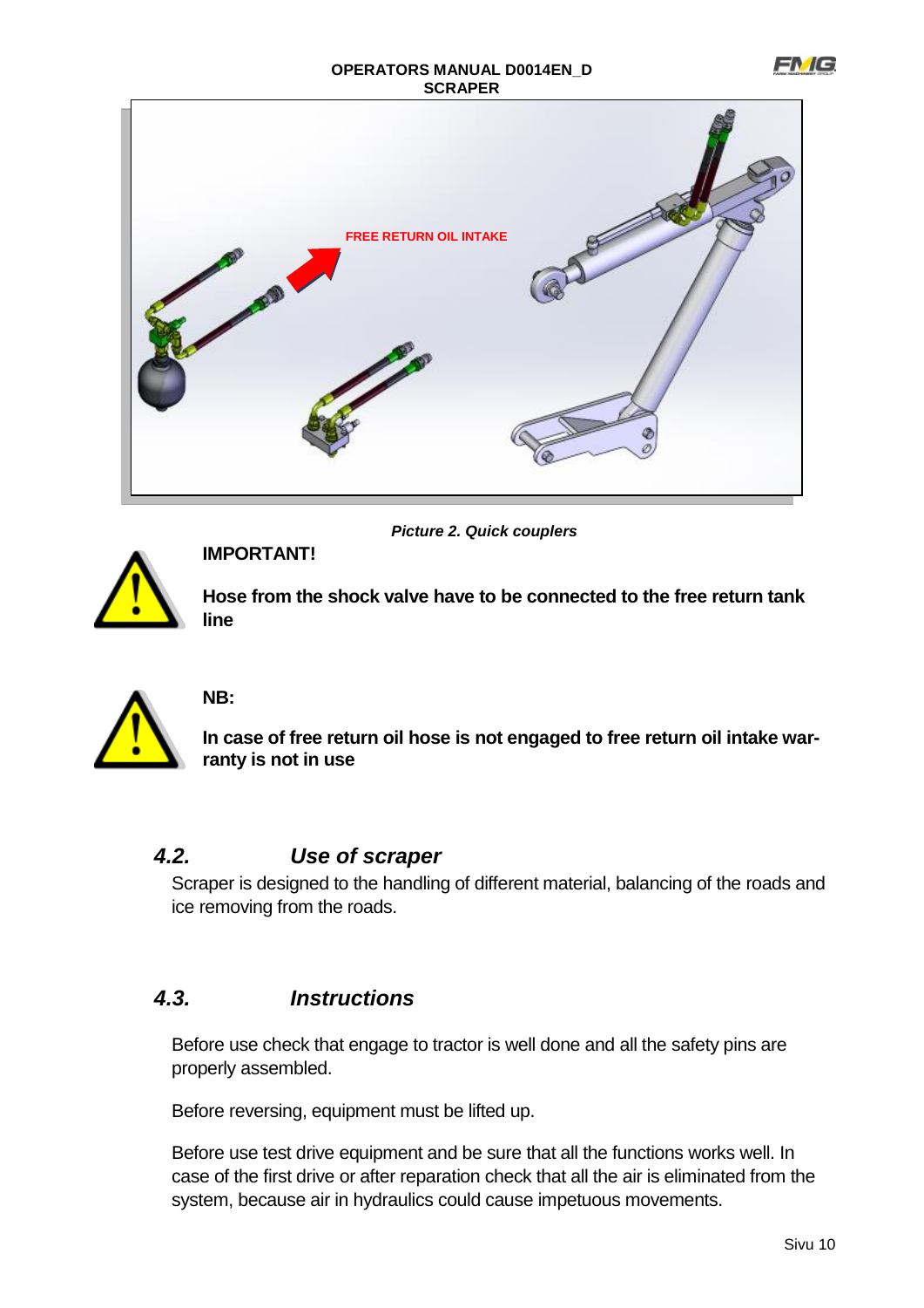FREE RETURN OIL INTAKE

*Picture 2. Quick couplers*

**IMPORTANT!**

**Hose from the shock valve have to be connected to the free return tank line**

**NB:**

**In case of free return oil hose is not engaged to free return oil intake warranty is not in use**

## *4.2. Use of scraper*

Scraper is designed to the handling of different material, balancing of the roads and ice removing from the roads.

## *4.3. Instructions*

Before use check that engage to tractor is well done and all the safety pins are properly assembled.

Before reversing, equipment must be lifted up.

Before use test drive equipment and be sure that all the functions works well. In case of the first drive or after reparation check that all the air is eliminated from the system, because air in hydraulics could cause impetuous movements.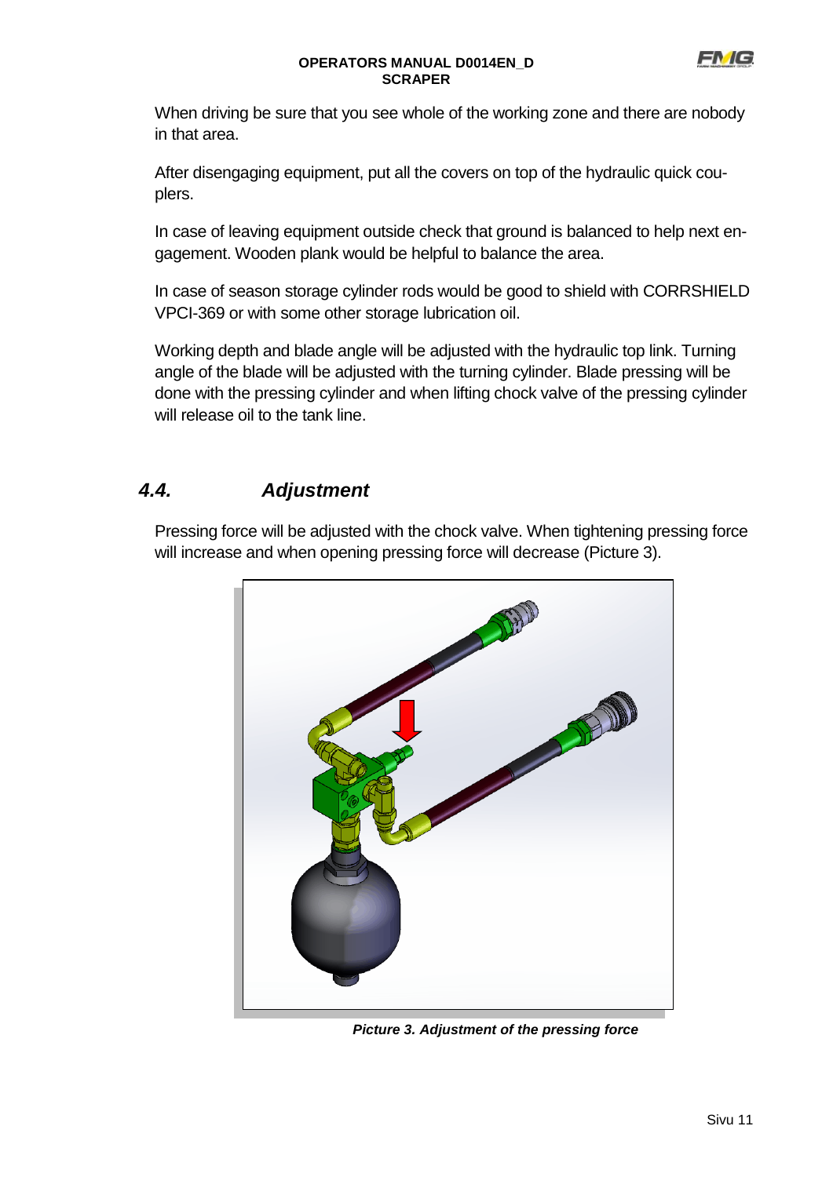When driving be sure that you see whole of the working zone and there are nobody in that area.

After disengaging equipment, put all the covers on top of the hydraulic quick couplers.

In case of leaving equipment outside check that ground is balanced to help next engagement. Wooden plank would be helpful to balance the area.

In case of season storage cylinder rods would be good to shield with CORRSHIELD VPCI-369 or with some other storage lubrication oil.

Working depth and blade angle will be adjusted with the hydraulic top link. Turning angle of the blade will be adjusted with the turning cylinder. Blade pressing will be done with the pressing cylinder and when lifting chock valve of the pressing cylinder will release oil to the tank line.

## *4.4. Adjustment*

Pressing force will be adjusted with the chock valve. When tightening pressing force will increase and when opening pressing force will decrease (Picture 3).

***Picture 3. Adjustment of the pressing force***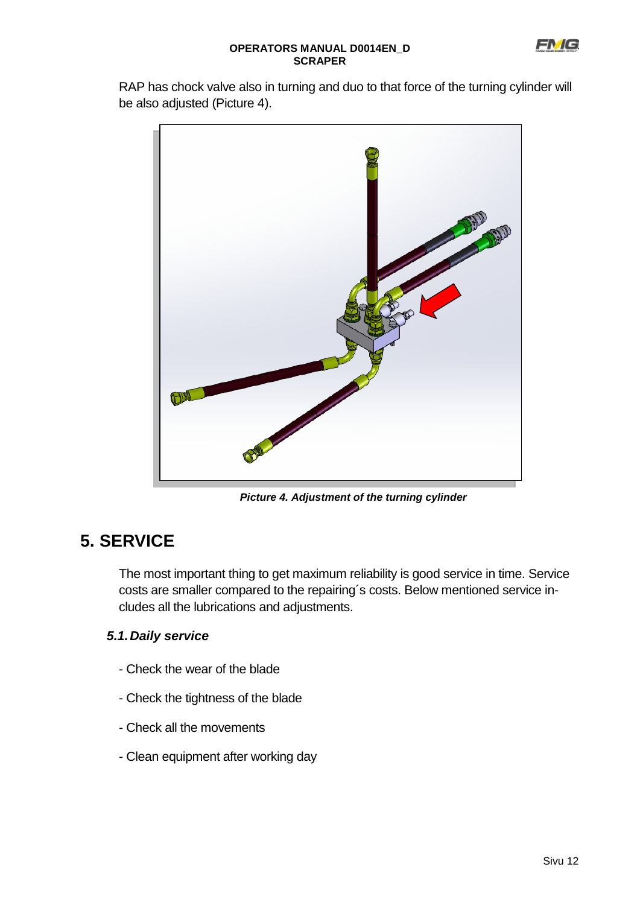RAP has chock valve also in turning and duo to that force of the turning cylinder will be also adjusted (Picture 4).

*Picture 4. Adjustment of the turning cylinder*

# 5. SERVICE

The most important thing to get maximum reliability is good service in time. Service costs are smaller compared to the repairing´s costs. Below mentioned service includes all the lubrications and adjustments.

## *5.1. Daily service*

- Check the wear of the blade
- Check the tightness of the blade
- Check all the movements
- Clean equipment after working day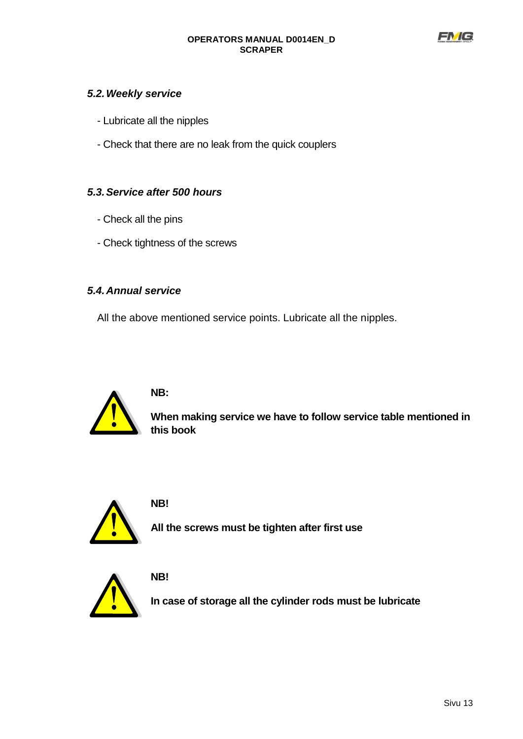### *5.2. Weekly service*

- Lubricate all the nipples
- Check that there are no leak from the quick couplers

### *5.3. Service after 500 hours*

- Check all the pins
- Check tightness of the screws

### *5.4. Annual service*

All the above mentioned service points. Lubricate all the nipples.

**NB:**

**When making service we have to follow service table mentioned in this book**

**NB!**

**All the screws must be tighten after first use**

**NB!**

**In case of storage all the cylinder rods must be lubricate**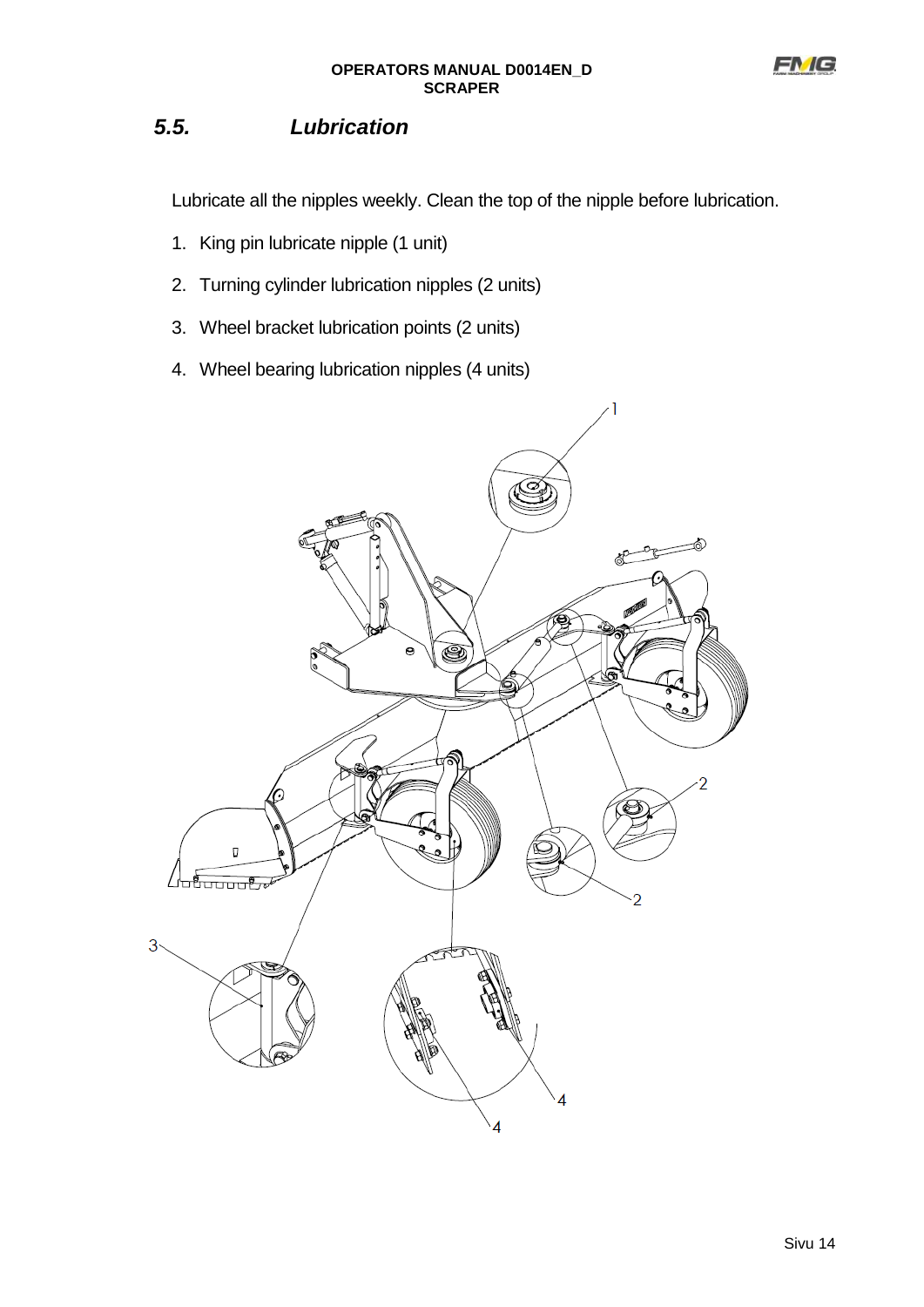## *5.5. Lubrication*

Lubricate all the nipples weekly. Clean the top of the nipple before lubrication.

1. King pin lubricate nipple (1 unit)
2. Turning cylinder lubrication nipples (2 units)
3. Wheel bracket lubrication points (2 units)
4. Wheel bearing lubrication nipples (4 units)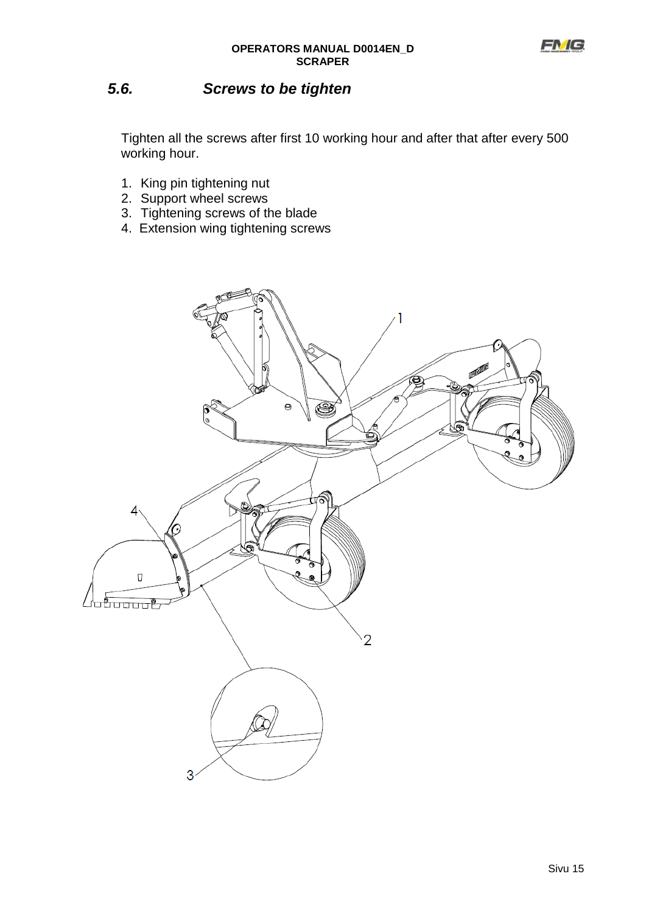## *5.6. Screws to be tighten*

Tighten all the screws after first 10 working hour and after that after every 500 working hour.

1. King pin tightening nut
2. Support wheel screws
3. Tightening screws of the blade
4. Extension wing tightening screws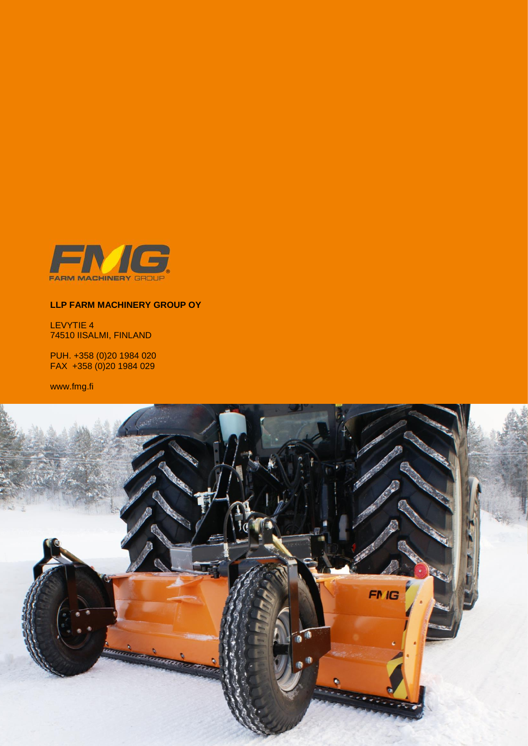**LLP FARM MACHINERY GROUP OY**

LEVYTIE 4
74510 IISALMI, FINLAND

PUH. +358 (0)20 1984 020
FAX +358 (0)20 1984 029

www.fmg.fi